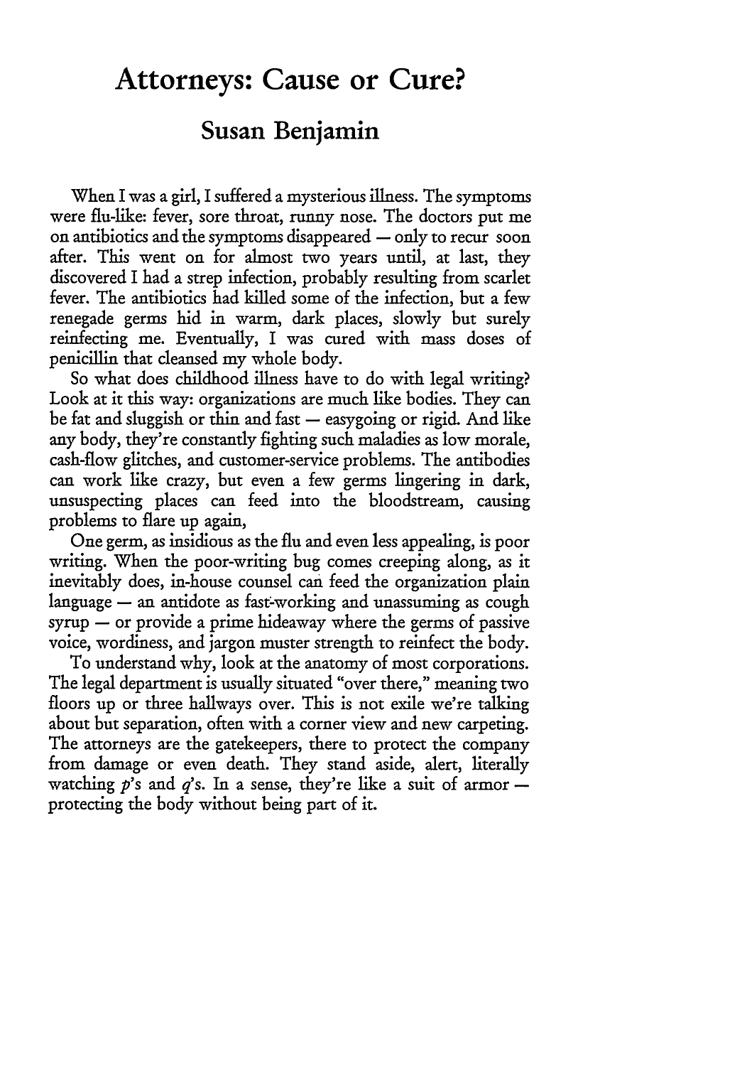# Attorneys: Cause or Cure?

## Susan Benjamin

When I was a girl, I suffered a mysterious illness. The symptoms were flu-like: fever, sore throat, runny nose. The doctors put me on antibiotics and the symptoms disappeared — only to recur soon after. This went on for almost two years until, at last, they discovered I had a strep infection, probably resulting from scarlet fever. The antibiotics had killed some of the infection, but a few renegade germs hid in warm, dark places, slowly but surely reinfecting me. Eventually, I was cured with mass doses of penicillin that cleansed my whole body.

So what does childhood illness have to do with legal writing? Look at it this way: organizations are much like bodies. They can be fat and sluggish or thin and fast — easygoing or rigid. And like any body, they're constantly fighting such maladies as low morale, cash-flow glitches, and customer-service problems. The antibodies can work like crazy, but even a few germs lingering in dark, unsuspecting places can feed into the bloodstream, causing problems to flare up again,

One germ, as insidious as the flu and even less appealing, is poor writing. When the poor-writing bug comes creeping along, as it inevitably does, in-house counsel can feed the organization plain language — an antidote as fast-working and unassuming as cough syrup — or provide a prime hideaway where the germs of passive voice, wordiness, and jargon muster strength to reinfect the body.

To understand why, look at the anatomy of most corporations. The legal department is usually situated "over there," meaning two floors up or three hallways over. This is not exile we're talking about but separation, often with a corner view and new carpeting. The attorneys are the gatekeepers, there to protect the company from damage or even death. They stand aside, alert, literally watching *p*'s and *q*'s. In a sense, they're like a suit of armor — protecting the body without being part of it.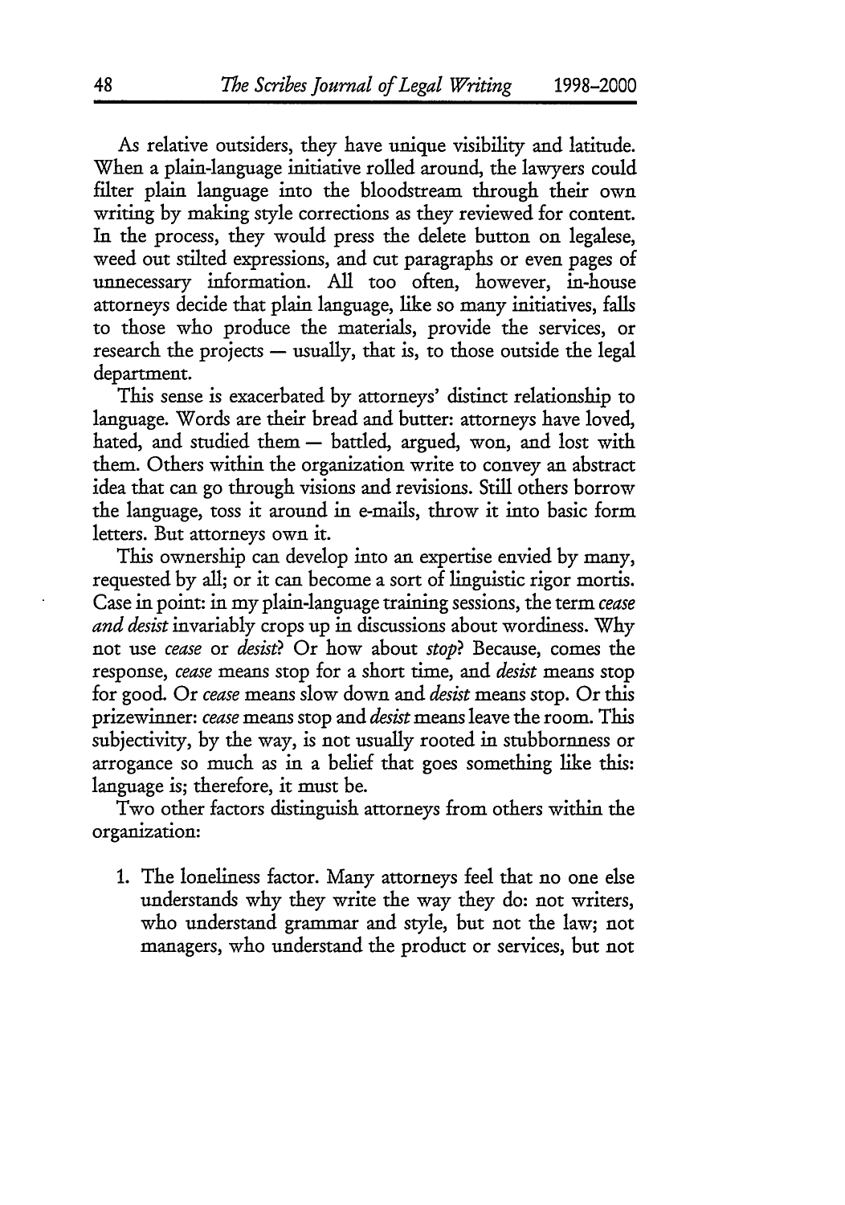As relative outsiders, they have unique visibility and latitude. When a plain-language initiative rolled around, the lawyers could filter plain language into the bloodstream through their own writing by making style corrections as they reviewed for content. In the process, they would press the delete button on legalese, weed out stilted expressions, and cut paragraphs or even pages of unnecessary information. All too often, however, in-house attorneys decide that plain language, like so many initiatives, falls to those who produce the materials, provide the services, or research the projects — usually, that is, to those outside the legal department.

This sense is exacerbated by attorneys' distinct relationship to language. Words are their bread and butter: attorneys have loved, hated, and studied them — battled, argued, won, and lost with them. Others within the organization write to convey an abstract idea that can go through visions and revisions. Still others borrow the language, toss it around in e-mails, throw it into basic form letters. But attorneys own it.

This ownership can develop into an expertise envied by many, requested by all; or it can become a sort of linguistic rigor mortis. Case in point: in my plain-language training sessions, the term *cease and desist* invariably crops up in discussions about wordiness. Why not use *cease* or *desist*? Or how about *stop*? Because, comes the response, *cease* means stop for a short time, and *desist* means stop for good. Or *cease* means slow down and *desist* means stop. Or this prizewinner: *cease* means stop and *desist* means leave the room. This subjectivity, by the way, is not usually rooted in stubbornness or arrogance so much as in a belief that goes something like this: language is; therefore, it must be.

Two other factors distinguish attorneys from others within the organization:

1. The loneliness factor. Many attorneys feel that no one else understands why they write the way they do: not writers, who understand grammar and style, but not the law; not managers, who understand the product or services, but not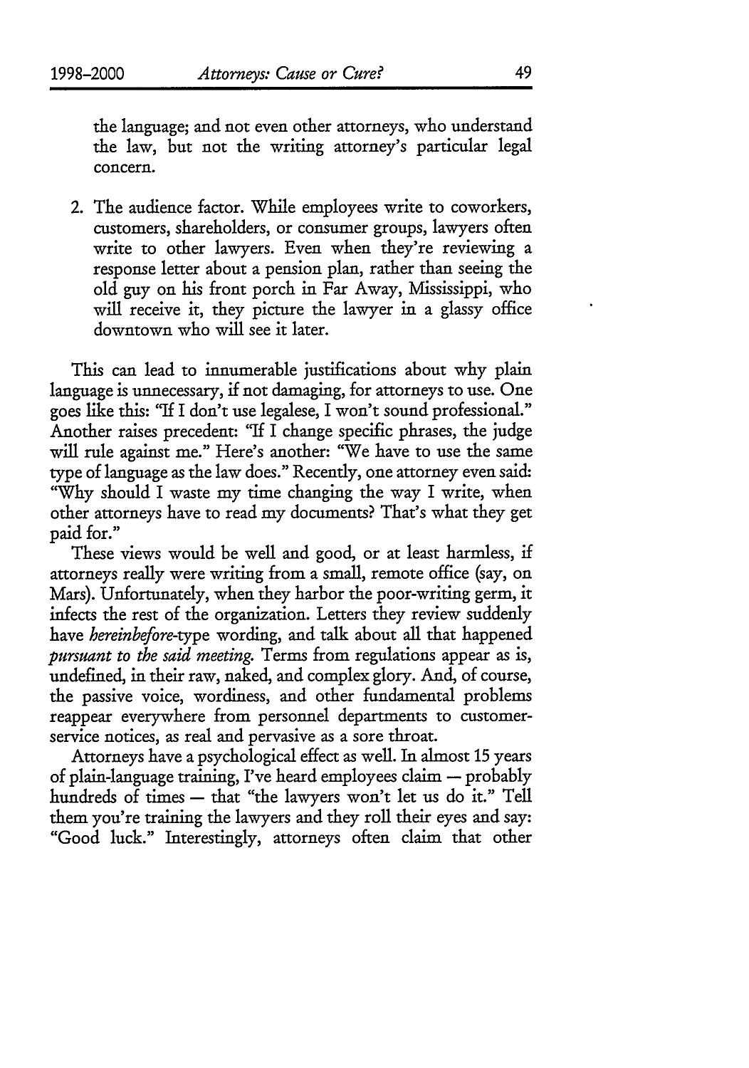the language; and not even other attorneys, who understand the law, but not the writing attorney's particular legal concern.

2. The audience factor. While employees write to coworkers, customers, shareholders, or consumer groups, lawyers often write to other lawyers. Even when they're reviewing a response letter about a pension plan, rather than seeing the old guy on his front porch in Far Away, Mississippi, who will receive it, they picture the lawyer in a glassy office downtown who will see it later.

This can lead to innumerable justifications about why plain language is unnecessary, if not damaging, for attorneys to use. One goes like this: "If I don't use legalese, I won't sound professional." Another raises precedent: "If I change specific phrases, the judge will rule against me." Here's another: "We have to use the same type of language as the law does." Recently, one attorney even said: "Why should I waste my time changing the way I write, when other attorneys have to read my documents? That's what they get paid for."

These views would be well and good, or at least harmless, if attorneys really were writing from a small, remote office (say, on Mars). Unfortunately, when they harbor the poor-writing germ, it infects the rest of the organization. Letters they review suddenly have *hereinbefore*-type wording, and talk about all that happened *pursuant to the said meeting.* Terms from regulations appear as is, undefined, in their raw, naked, and complex glory. And, of course, the passive voice, wordiness, and other fundamental problems reappear everywhere from personnel departments to customer-service notices, as real and pervasive as a sore throat.

Attorneys have a psychological effect as well. In almost 15 years of plain-language training, I've heard employees claim — probably hundreds of times — that "the lawyers won't let us do it." Tell them you're training the lawyers and they roll their eyes and say: "Good luck." Interestingly, attorneys often claim that other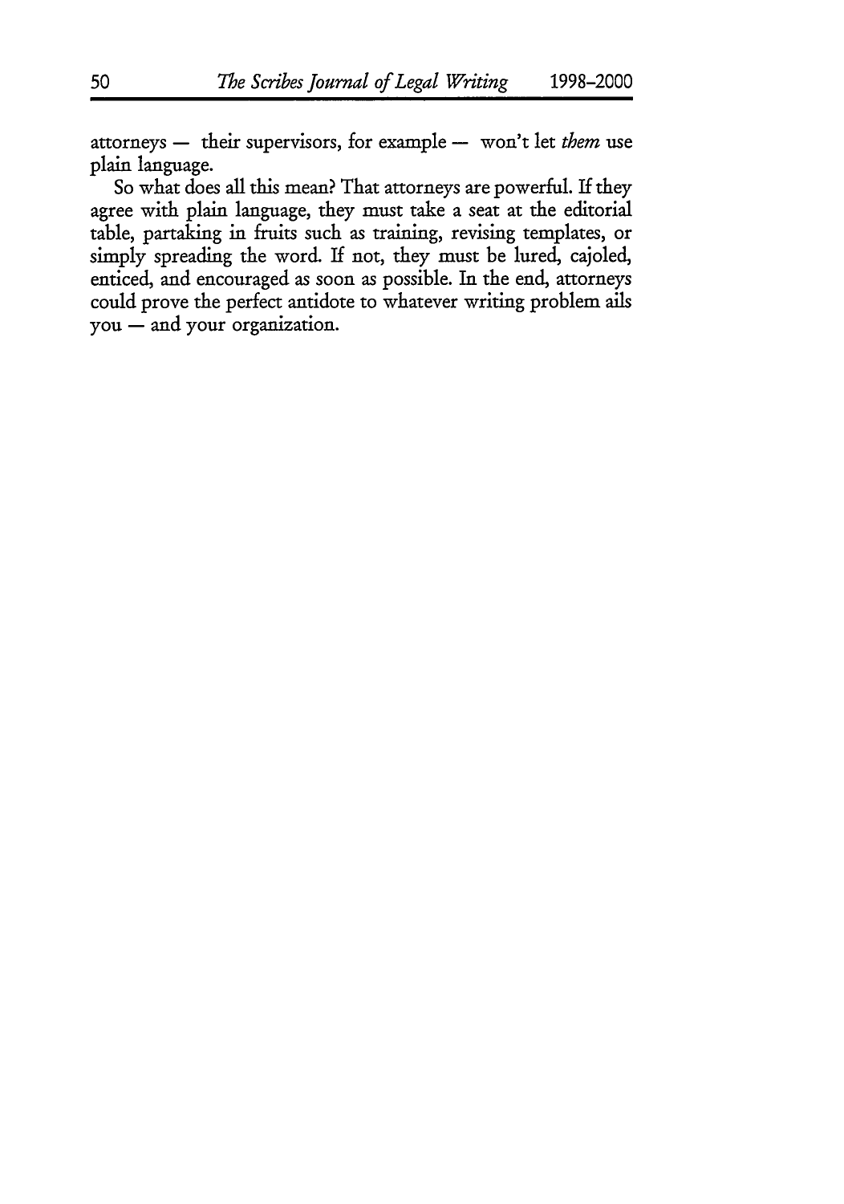attorneys — their supervisors, for example — won't let *them* use plain language.

So what does all this mean? That attorneys are powerful. If they agree with plain language, they must take a seat at the editorial table, partaking in fruits such as training, revising templates, or simply spreading the word. If not, they must be lured, cajoled, enticed, and encouraged as soon as possible. In the end, attorneys could prove the perfect antidote to whatever writing problem ails you — and your organization.